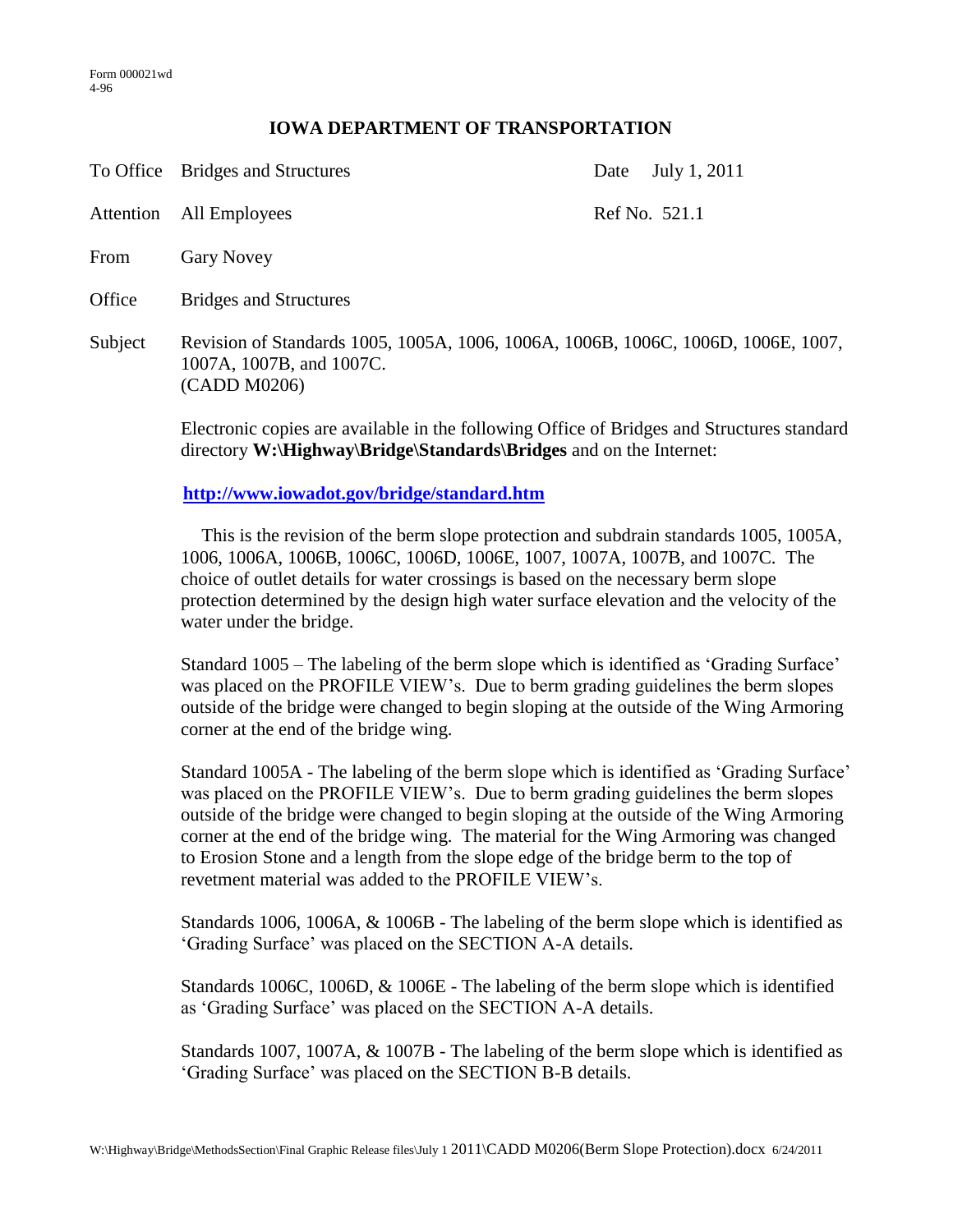Form 000021wd
4-96

# IOWA DEPARTMENT OF TRANSPORTATION

| | | | |
|---|---|---|---|
| To Office | Bridges and Structures | Date | July 1, 2011 |
| Attention | All Employees | Ref No. | 521.1 |
| From | Gary Novey | | |
| Office | Bridges and Structures | | |

Subject: Revision of Standards 1005, 1005A, 1006, 1006A, 1006B, 1006C, 1006D, 1006E, 1007, 1007A, 1007B, and 1007C.
(CADD M0206)

Electronic copies are available in the following Office of Bridges and Structures standard directory **W:\Highway\Bridge\Standards\Bridges** and on the Internet:

**http://www.iowadot.gov/bridge/standard.htm**

This is the revision of the berm slope protection and subdrain standards 1005, 1005A, 1006, 1006A, 1006B, 1006C, 1006D, 1006E, 1007, 1007A, 1007B, and 1007C. The choice of outlet details for water crossings is based on the necessary berm slope protection determined by the design high water surface elevation and the velocity of the water under the bridge.

Standard 1005 – The labeling of the berm slope which is identified as 'Grading Surface' was placed on the PROFILE VIEW's. Due to berm grading guidelines the berm slopes outside of the bridge were changed to begin sloping at the outside of the Wing Armoring corner at the end of the bridge wing.

Standard 1005A - The labeling of the berm slope which is identified as 'Grading Surface' was placed on the PROFILE VIEW's. Due to berm grading guidelines the berm slopes outside of the bridge were changed to begin sloping at the outside of the Wing Armoring corner at the end of the bridge wing. The material for the Wing Armoring was changed to Erosion Stone and a length from the slope edge of the bridge berm to the top of revetment material was added to the PROFILE VIEW's.

Standards 1006, 1006A, & 1006B - The labeling of the berm slope which is identified as 'Grading Surface' was placed on the SECTION A-A details.

Standards 1006C, 1006D, & 1006E - The labeling of the berm slope which is identified as 'Grading Surface' was placed on the SECTION A-A details.

Standards 1007, 1007A, & 1007B - The labeling of the berm slope which is identified as 'Grading Surface' was placed on the SECTION B-B details.

W:\Highway\Bridge\MethodsSection\Final Graphic Release files\July 1 2011\CADD M0206(Berm Slope Protection).docx 6/24/2011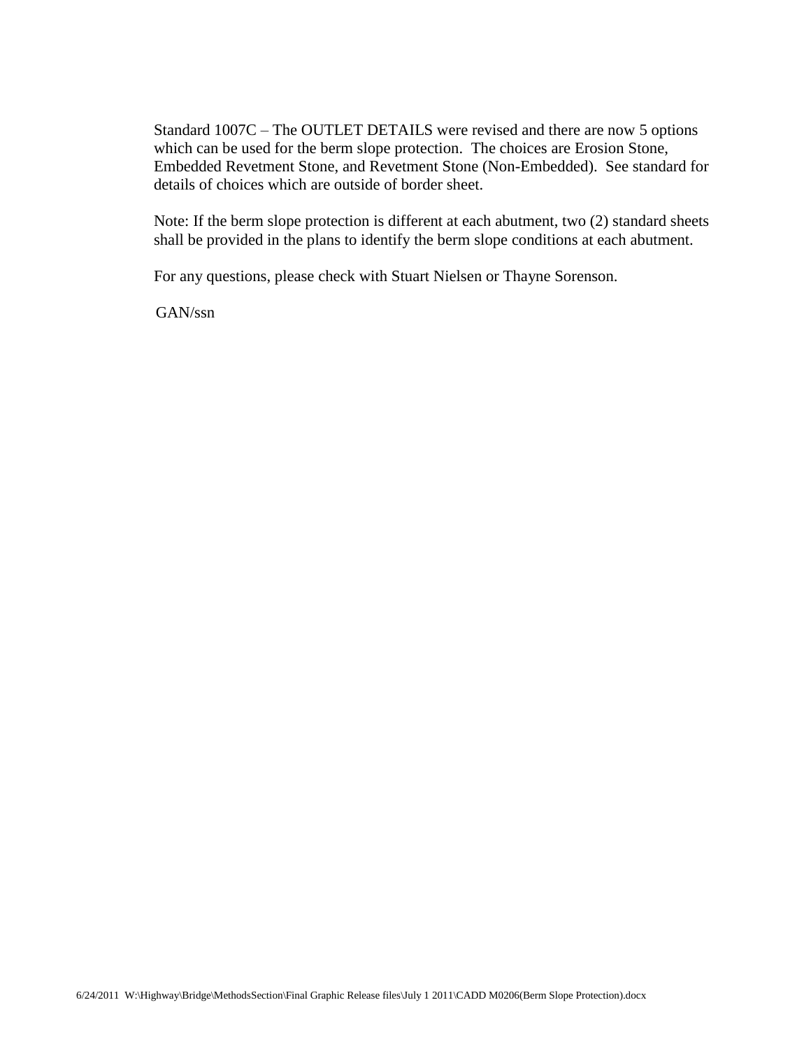Standard 1007C – The OUTLET DETAILS were revised and there are now 5 options which can be used for the berm slope protection. The choices are Erosion Stone, Embedded Revetment Stone, and Revetment Stone (Non-Embedded). See standard for details of choices which are outside of border sheet.

Note: If the berm slope protection is different at each abutment, two (2) standard sheets shall be provided in the plans to identify the berm slope conditions at each abutment.

For any questions, please check with Stuart Nielsen or Thayne Sorenson.

GAN/ssn